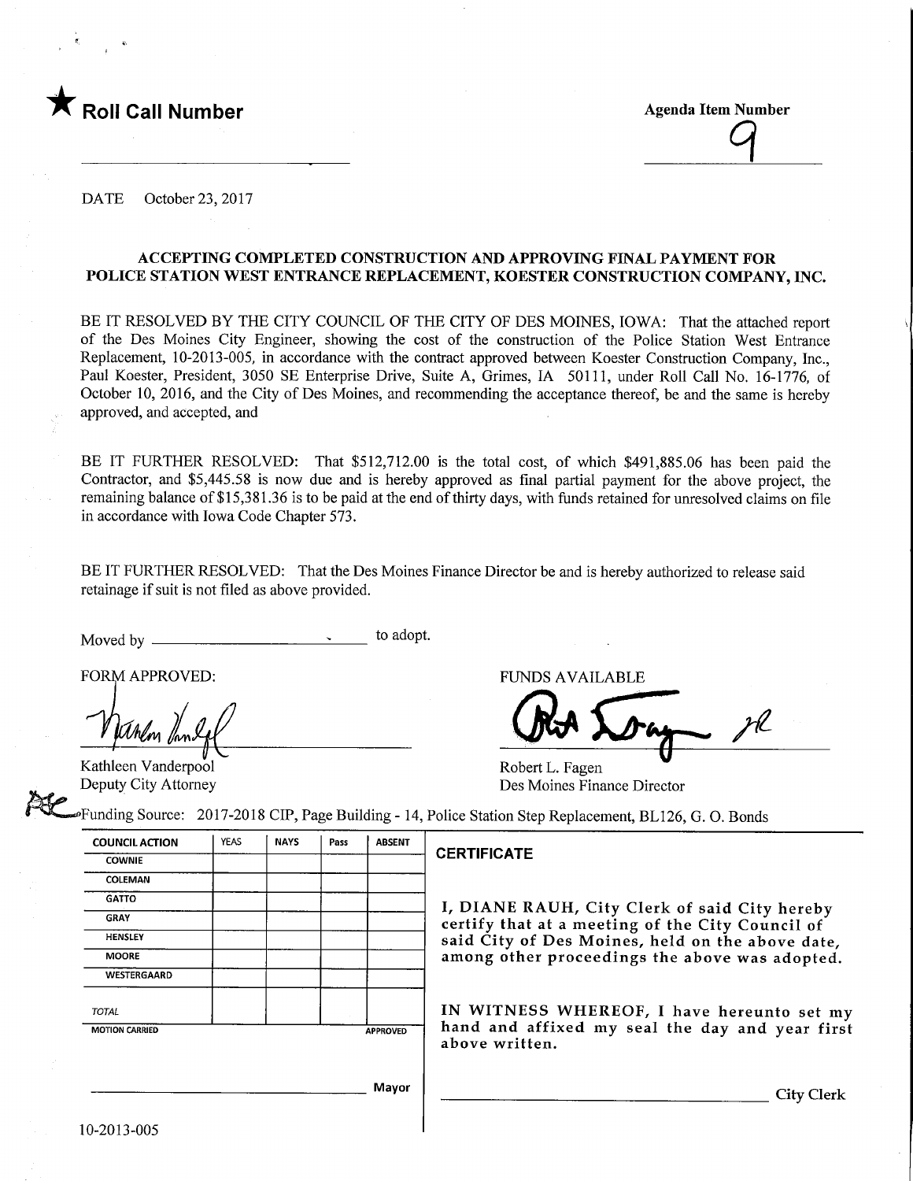★ **Roll Call Number**

**Agenda Item Number**

9

DATE October 23, 2017

**ACCEPTING COMPLETED CONSTRUCTION AND APPROVING FINAL PAYMENT FOR POLICE STATION WEST ENTRANCE REPLACEMENT, KOESTER CONSTRUCTION COMPANY, INC.**

BE IT RESOLVED BY THE CITY COUNCIL OF THE CITY OF DES MOINES, IOWA: That the attached report of the Des Moines City Engineer, showing the cost of the construction of the Police Station West Entrance Replacement, 10-2013-005, in accordance with the contract approved between Koester Construction Company, Inc., Paul Koester, President, 3050 SE Enterprise Drive, Suite A, Grimes, IA 50111, under Roll Call No. 16-1776, of October 10, 2016, and the City of Des Moines, and recommending the acceptance thereof, be and the same is hereby approved, and accepted, and

BE IT FURTHER RESOLVED: That $512,712.00 is the total cost, of which $491,885.06 has been paid the Contractor, and $5,445.58 is now due and is hereby approved as final partial payment for the above project, the remaining balance of $15,381.36 is to be paid at the end of thirty days, with funds retained for unresolved claims on file in accordance with Iowa Code Chapter 573.

BE IT FURTHER RESOLVED: That the Des Moines Finance Director be and is hereby authorized to release said retainage if suit is not filed as above provided.

Moved by ______________________ to adopt.

FORM APPROVED:

Kathleen Vanderpool
Deputy City Attorney

FUNDS AVAILABLE

Robert L. Fagen
Des Moines Finance Director

Funding Source: 2017-2018 CIP, Page Building - 14, Police Station Step Replacement, BL126, G. O. Bonds

| COUNCIL ACTION | YEAS | NAYS | Pass | ABSENT |
|---|---|---|---|---|
| COWNIE | | | | |
| COLEMAN | | | | |
| GATTO | | | | |
| GRAY | | | | |
| HENSLEY | | | | |
| MOORE | | | | |
| WESTERGAARD | | | | |
| TOTAL | | | | |
| MOTION CARRIED | | | | APPROVED |

______________________ Mayor

**CERTIFICATE**

I, DIANE RAUH, City Clerk of said City hereby certify that at a meeting of the City Council of said City of Des Moines, held on the above date, among other proceedings the above was adopted.

IN WITNESS WHEREOF, I have hereunto set my hand and affixed my seal the day and year first above written.

______________________ City Clerk

10-2013-005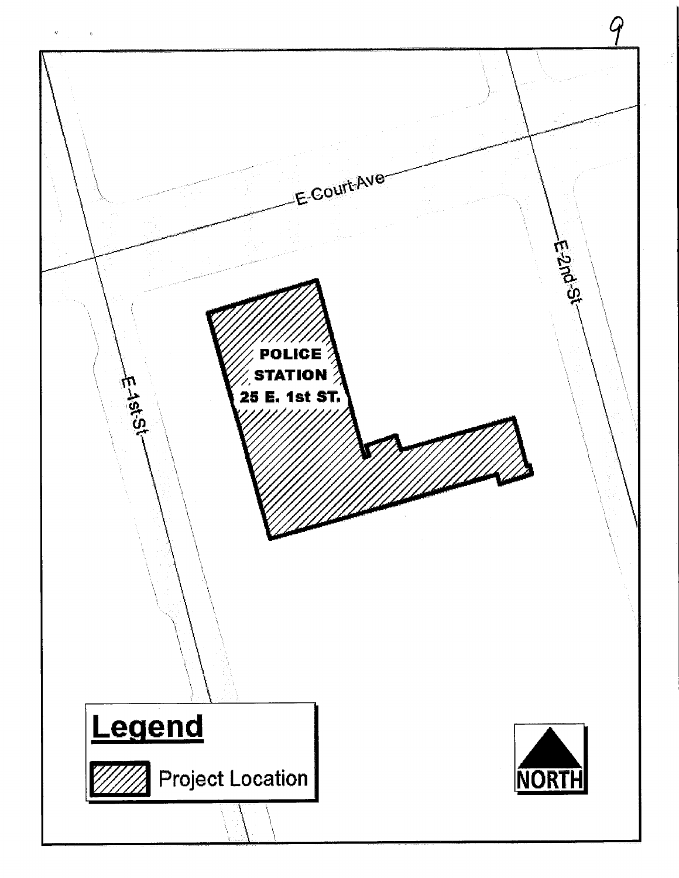E-Court-Ave

E-2nd-St

E-1st-St

POLICE STATION 25 E. 1st ST.

**Legend**

Project Location

NORTH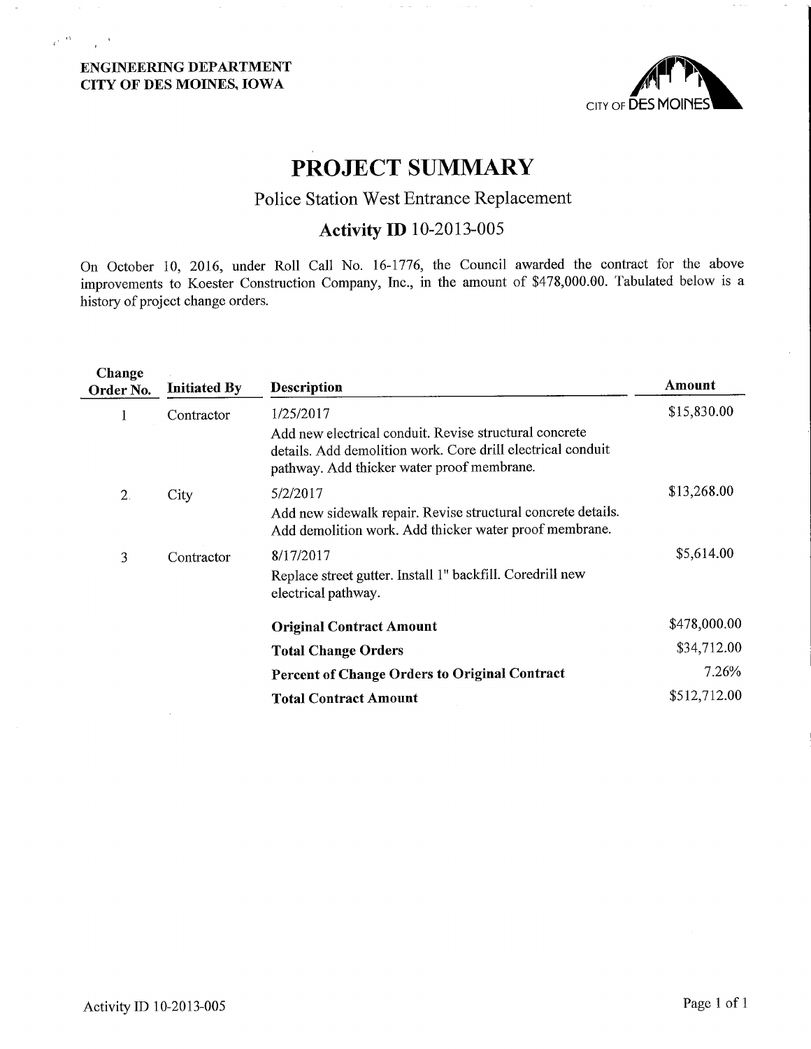**ENGINEERING DEPARTMENT**
**CITY OF DES MOINES, IOWA**

CITY OF DES MOINES

# PROJECT SUMMARY

## Police Station West Entrance Replacement

### Activity ID 10-2013-005

On October 10, 2016, under Roll Call No. 16-1776, the Council awarded the contract for the above improvements to Koester Construction Company, Inc., in the amount of $478,000.00. Tabulated below is a history of project change orders.

| Change Order No. | Initiated By | Description | Amount |
|---|---|---|---|
| 1 | Contractor | 1/25/2017<br>Add new electrical conduit. Revise structural concrete details. Add demolition work. Core drill electrical conduit pathway. Add thicker water proof membrane. | $15,830.00 |
| 2. | City | 5/2/2017<br>Add new sidewalk repair. Revise structural concrete details. Add demolition work. Add thicker water proof membrane. | $13,268.00 |
| 3 | Contractor | 8/17/2017<br>Replace street gutter. Install 1" backfill. Coredrill new electrical pathway. | $5,614.00 |
| | | **Original Contract Amount** | $478,000.00 |
| | | **Total Change Orders** | $34,712.00 |
| | | **Percent of Change Orders to Original Contract** | 7.26% |
| | | **Total Contract Amount** | $512,712.00 |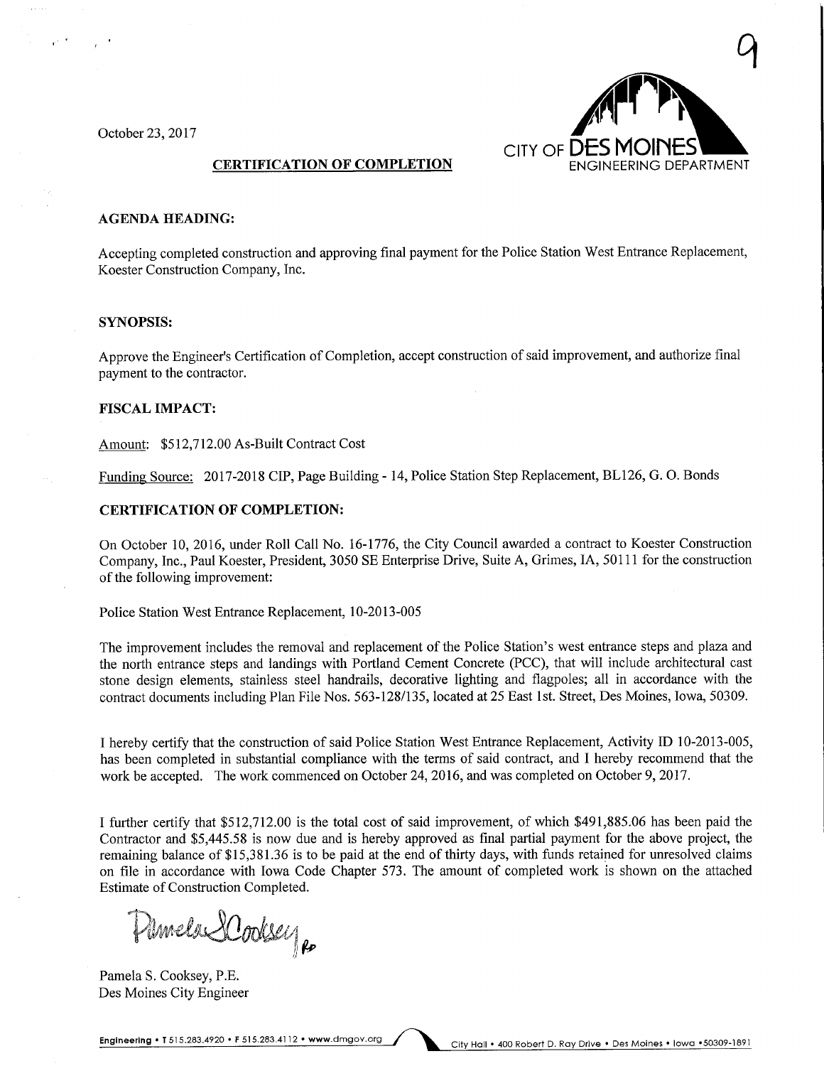October 23, 2017

CITY OF DES MOINES
ENGINEERING DEPARTMENT

## CERTIFICATION OF COMPLETION

**AGENDA HEADING:**

Accepting completed construction and approving final payment for the Police Station West Entrance Replacement, Koester Construction Company, Inc.

**SYNOPSIS:**

Approve the Engineer's Certification of Completion, accept construction of said improvement, and authorize final payment to the contractor.

**FISCAL IMPACT:**

Amount: $512,712.00 As-Built Contract Cost

Funding Source: 2017-2018 CIP, Page Building - 14, Police Station Step Replacement, BL126, G. O. Bonds

**CERTIFICATION OF COMPLETION:**

On October 10, 2016, under Roll Call No. 16-1776, the City Council awarded a contract to Koester Construction Company, Inc., Paul Koester, President, 3050 SE Enterprise Drive, Suite A, Grimes, IA, 50111 for the construction of the following improvement:

Police Station West Entrance Replacement, 10-2013-005

The improvement includes the removal and replacement of the Police Station's west entrance steps and plaza and the north entrance steps and landings with Portland Cement Concrete (PCC), that will include architectural cast stone design elements, stainless steel handrails, decorative lighting and flagpoles; all in accordance with the contract documents including Plan File Nos. 563-128/135, located at 25 East 1st. Street, Des Moines, Iowa, 50309.

I hereby certify that the construction of said Police Station West Entrance Replacement, Activity ID 10-2013-005, has been completed in substantial compliance with the terms of said contract, and I hereby recommend that the work be accepted. The work commenced on October 24, 2016, and was completed on October 9, 2017.

I further certify that $512,712.00 is the total cost of said improvement, of which $491,885.06 has been paid the Contractor and $5,445.58 is now due and is hereby approved as final partial payment for the above project, the remaining balance of $15,381.36 is to be paid at the end of thirty days, with funds retained for unresolved claims on file in accordance with Iowa Code Chapter 573. The amount of completed work is shown on the attached Estimate of Construction Completed.

Pamela S. Cooksey

Pamela S. Cooksey, P.E.
Des Moines City Engineer

Engineering • T 515.283.4920 • F 515.283.4112 • www.dmgov.org    City Hall • 400 Robert D. Ray Drive • Des Moines • Iowa • 50309-1891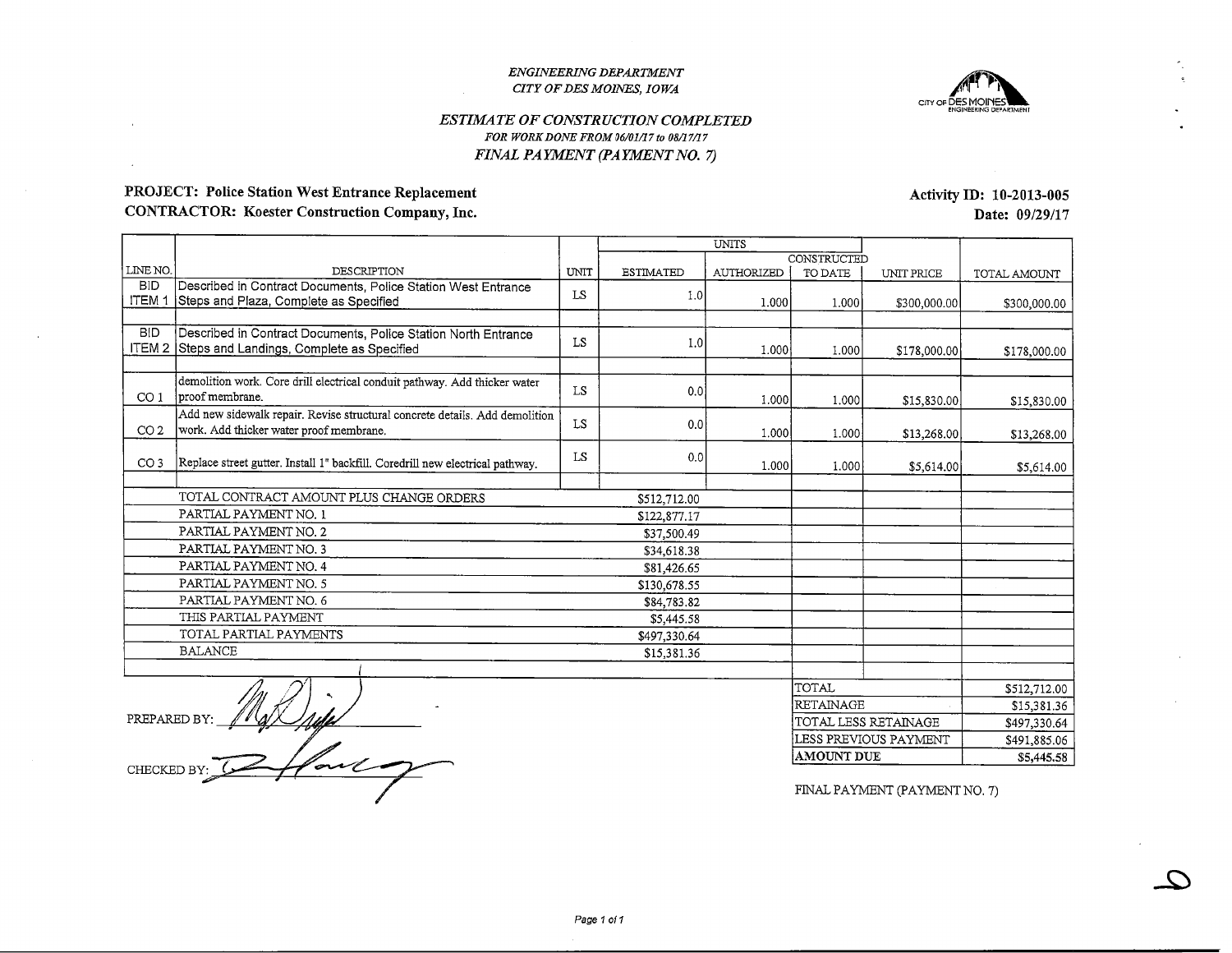*ENGINEERING DEPARTMENT*
*CITY OF DES MOINES, IOWA*

## *ESTIMATE OF CONSTRUCTION COMPLETED*

*FOR WORK DONE FROM 06/01/17 to 08/17/17*

*FINAL PAYMENT (PAYMENT NO. 7)*

**PROJECT: Police Station West Entrance Replacement**
**CONTRACTOR: Koester Construction Company, Inc.**

**Activity ID: 10-2013-005**
**Date: 09/29/17**

| LINE NO. | DESCRIPTION | UNIT | UNITS ESTIMATED | UNITS AUTHORIZED | UNITS CONSTRUCTED TO DATE | UNIT PRICE | TOTAL AMOUNT |
|---|---|---|---|---|---|---|---|
| BID ITEM 1 | Described in Contract Documents, Police Station West Entrance Steps and Plaza, Complete as Specified | LS | 1.0 | 1.000 | 1.000 | $300,000.00 | $300,000.00 |
| BID ITEM 2 | Described in Contract Documents, Police Station North Entrance Steps and Landings, Complete as Specified | LS | 1.0 | 1.000 | 1.000 | $178,000.00 | $178,000.00 |
| CO 1 | demolition work. Core drill electrical conduit pathway. Add thicker water proof membrane. | LS | 0.0 | 1.000 | 1.000 | $15,830.00 | $15,830.00 |
| CO 2 | Add new sidewalk repair. Revise structural concrete details. Add demolition work. Add thicker water proof membrane. | LS | 0.0 | 1.000 | 1.000 | $13,268.00 | $13,268.00 |
| CO 3 | Replace street gutter. Install 1" backfill. Coredrill new electrical pathway. | LS | 0.0 | 1.000 | 1.000 | $5,614.00 | $5,614.00 |
| | TOTAL CONTRACT AMOUNT PLUS CHANGE ORDERS | | $512,712.00 | | | | |
| | PARTIAL PAYMENT NO. 1 | | $122,877.17 | | | | |
| | PARTIAL PAYMENT NO. 2 | | $37,500.49 | | | | |
| | PARTIAL PAYMENT NO. 3 | | $34,618.38 | | | | |
| | PARTIAL PAYMENT NO. 4 | | $81,426.65 | | | | |
| | PARTIAL PAYMENT NO. 5 | | $130,678.55 | | | | |
| | PARTIAL PAYMENT NO. 6 | | $84,783.82 | | | | |
| | THIS PARTIAL PAYMENT | | $5,445.58 | | | | |
| | TOTAL PARTIAL PAYMENTS | | $497,330.64 | | | | |
| | BALANCE | | $15,381.36 | | | | |

| | |
|---|---|
| TOTAL | $512,712.00 |
| RETAINAGE | $15,381.36 |
| TOTAL LESS RETAINAGE | $497,330.64 |
| LESS PREVIOUS PAYMENT | $491,885.06 |
| **AMOUNT DUE** | $5,445.58 |

FINAL PAYMENT (PAYMENT NO. 7)

PREPARED BY: [signature]

CHECKED BY: [signature]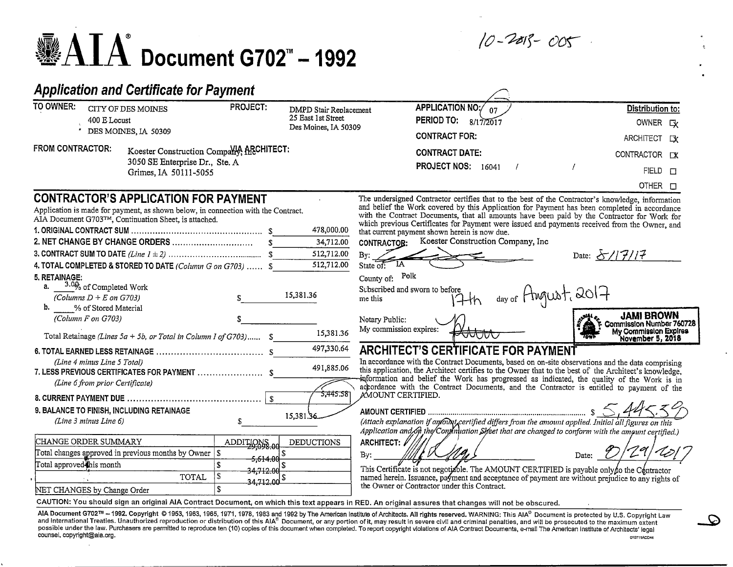10-2013-005

# AIA® Document G702™ – 1992

## *Application and Certificate for Payment*

| | | | |
|---|---|---|---|
| **TO OWNER:** CITY OF DES MOINES<br>400 E Locust<br>DES MOINES, IA 50309 | **PROJECT:** DMPD Stair Replacement<br>25 East 1st Street<br>Des Moines, IA 50309 | **APPLICATION NO:** 07<br>**PERIOD TO:** 8/17/2017<br>**CONTRACT FOR:**<br>**CONTRACT DATE:**<br>**PROJECT NOS:** 16041 / / | **Distribution to:**<br>OWNER ☒<br>ARCHITECT ☒<br>CONTRACTOR ☒<br>FIELD ☐<br>OTHER ☐ |
| **FROM CONTRACTOR:** Koester Construction Company, Inc<br>3050 SE Enterprise Dr., Ste. A<br>Grimes, IA 50111-5055 | **VIA ARCHITECT:** | | |

## CONTRACTOR'S APPLICATION FOR PAYMENT

Application is made for payment, as shown below, in connection with the Contract. AIA Document G703™, Continuation Sheet, is attached.

1. **ORIGINAL CONTRACT SUM** ........ $ 478,000.00
2. **NET CHANGE BY CHANGE ORDERS** ........ $ 34,712.00
3. **CONTRACT SUM TO DATE** *(Line 1 ± 2)* ........ $ 512,712.00
4. **TOTAL COMPLETED & STORED TO DATE** *(Column G on G703)* ........ $ 512,712.00
5. **RETAINAGE:**
   a. 3.0% of Completed Work *(Columns D + E on G703)* $ 15,381.36
   b. ____% of Stored Material *(Column F on G703)* $ ________
   
   Total Retainage *(Lines 5a + 5b, or Total in Column I of G703)*...... $ 15,381.36
6. **TOTAL EARNED LESS RETAINAGE** ........ $ 497,330.64
   *(Line 4 minus Line 5 Total)*
7. **LESS PREVIOUS CERTIFICATES FOR PAYMENT** ........ $ 491,885.06
   *(Line 6 from prior Certificate)*
8. **CURRENT PAYMENT DUE** ........ $ 5,445.58
9. **BALANCE TO FINISH, INCLUDING RETAINAGE** $ 15,381.36
   *(Line 3 minus Line 6)*

| CHANGE ORDER SUMMARY | ADDITIONS | DEDUCTIONS |
|---|---|---|
| Total changes approved in previous months by Owner | $ 29,098.00 | $ |
| Total approved this month | $ 5,614.00 | $ |
| TOTAL | $ 34,712.00 | $ |
| NET CHANGES by Change Order | $ 34,712.00 | |

The undersigned Contractor certifies that to the best of the Contractor's knowledge, information and belief the Work covered by this Application for Payment has been completed in accordance with the Contract Documents, that all amounts have been paid by the Contractor for Work for which previous Certificates for Payment were issued and payments received from the Owner, and that current payment shown herein is now due.

**CONTRACTOR:** Koester Construction Company, Inc

By: [signature] Date: 8/17/17

State of: IA

County of: Polk

Subscribed and sworn to before me this 17th day of August, 2017

Notary Public: [signature]

My commission expires: [signature]

JAMI BROWN
Commission Number 760728
My Commission Expires
November 5, 2018

## ARCHITECT'S CERTIFICATE FOR PAYMENT

In accordance with the Contract Documents, based on on-site observations and the data comprising this application, the Architect certifies to the Owner that to the best of the Architect's knowledge, information and belief the Work has progressed as indicated, the quality of the Work is in accordance with the Contract Documents, and the Contractor is entitled to payment of the AMOUNT CERTIFIED.

**AMOUNT CERTIFIED** ........ $ 5,445.58

*(Attach explanation if amount certified differs from the amount applied. Initial all figures on this Application and on the Continuation Sheet that are changed to conform with the amount certified.)*

**ARCHITECT:**

By: [signature] Date: 8/29/2017

This Certificate is not negotiable. The AMOUNT CERTIFIED is payable only to the Contractor named herein. Issuance, payment and acceptance of payment are without prejudice to any rights of the Owner or Contractor under this Contract.

CAUTION: You should sign an original AIA Contract Document, on which this text appears in RED. An original assures that changes will not be obscured.

AIA Document G702™ – 1992. Copyright © 1953, 1963, 1965, 1971, 1978, 1983 and 1992 by The American Institute of Architects. All rights reserved. WARNING: This AIA® Document is protected by U.S. Copyright Law and International Treaties. Unauthorized reproduction or distribution of this AIA® Document, or any portion of it, may result in severe civil and criminal penalties, and will be prosecuted to the maximum extent possible under the law. Purchasers are permitted to reproduce ten (10) copies of this document when completed. To report copyright violations of AIA Contract Documents, e-mail The American Institute of Architects' legal counsel, copyright@aia.org.

010711ACD44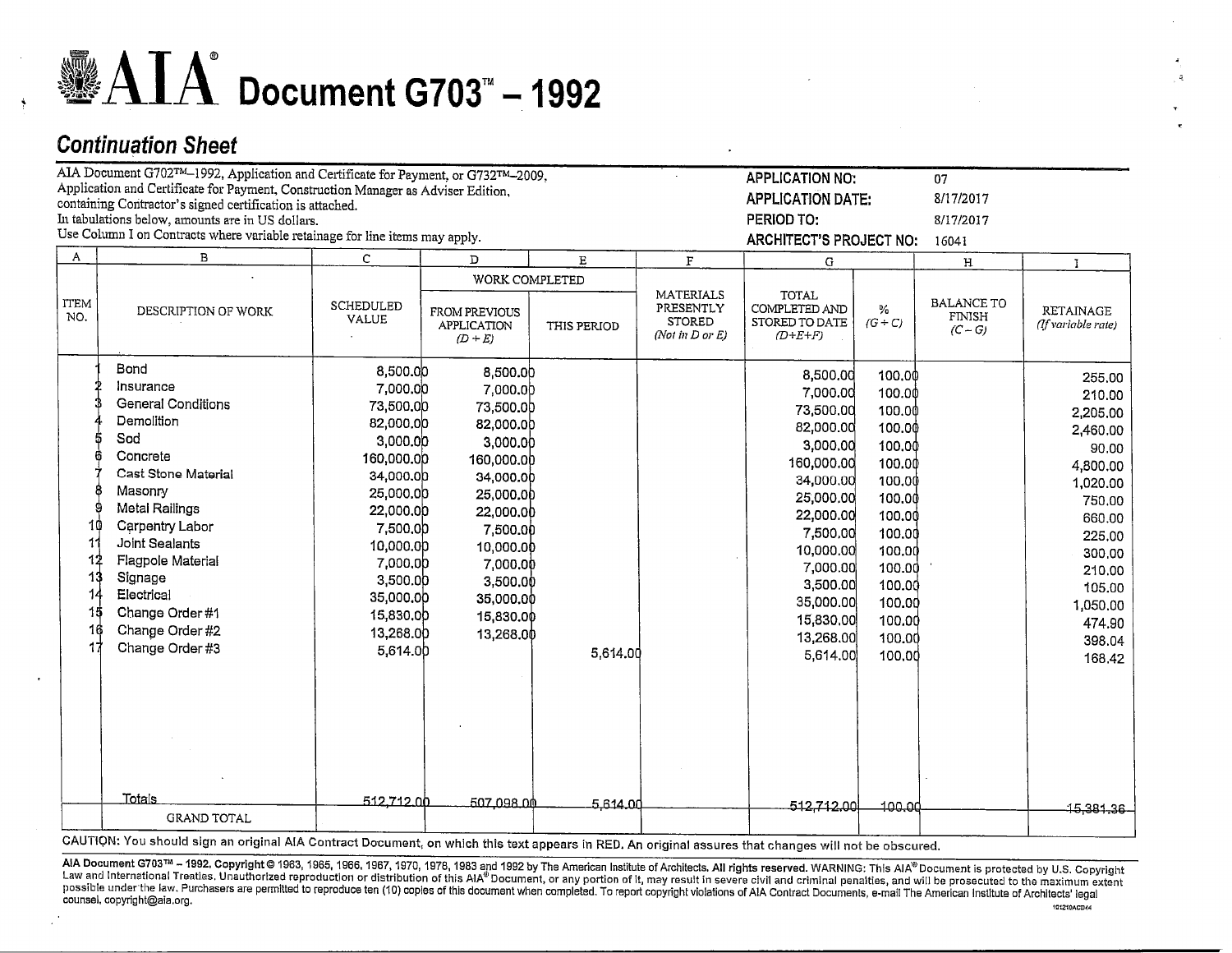# AIA® Document G703™ – 1992

## Continuation Sheet

AIA Document G702™–1992, Application and Certificate for Payment, or G732™–2009, Application and Certificate for Payment, Construction Manager as Adviser Edition, containing Contractor's signed certification is attached.
In tabulations below, amounts are in US dollars.
Use Column I on Contracts where variable retainage for line items may apply.

**APPLICATION NO:** 07
**APPLICATION DATE:** 8/17/2017
**PERIOD TO:** 8/17/2017
**ARCHITECT'S PROJECT NO:** 16041

| A | B | C | D | E | F | G | | H | I |
|---|---|---|---|---|---|---|---|---|---|
| | | | WORK COMPLETED | | | | | | |
| ITEM NO. | DESCRIPTION OF WORK | SCHEDULED VALUE | FROM PREVIOUS APPLICATION (D + E) | THIS PERIOD | MATERIALS PRESENTLY STORED (Not in D or E) | TOTAL COMPLETED AND STORED TO DATE (D+E+F) | % (G ÷ C) | BALANCE TO FINISH (C – G) | RETAINAGE (If variable rate) |
| 1 | Bond | 8,500.00 | 8,500.00 | | | 8,500.00 | 100.00 | | 255.00 |
| 2 | Insurance | 7,000.00 | 7,000.00 | | | 7,000.00 | 100.00 | | 210.00 |
| 3 | General Conditions | 73,500.00 | 73,500.00 | | | 73,500.00 | 100.00 | | 2,205.00 |
| 4 | Demolition | 82,000.00 | 82,000.00 | | | 82,000.00 | 100.00 | | 2,460.00 |
| 5 | Sod | 3,000.00 | 3,000.00 | | | 3,000.00 | 100.00 | | 90.00 |
| 6 | Concrete | 160,000.00 | 160,000.00 | | | 160,000.00 | 100.00 | | 4,800.00 |
| 7 | Cast Stone Material | 34,000.00 | 34,000.00 | | | 34,000.00 | 100.00 | | 1,020.00 |
| 8 | Masonry | 25,000.00 | 25,000.00 | | | 25,000.00 | 100.00 | | 750.00 |
| 9 | Metal Railings | 22,000.00 | 22,000.00 | | | 22,000.00 | 100.00 | | 660.00 |
| 10 | Carpentry Labor | 7,500.00 | 7,500.00 | | | 7,500.00 | 100.00 | | 225.00 |
| 11 | Joint Sealants | 10,000.00 | 10,000.00 | | | 10,000.00 | 100.00 | | 300.00 |
| 12 | Flagpole Material | 7,000.00 | 7,000.00 | | | 7,000.00 | 100.00 | | 210.00 |
| 13 | Signage | 3,500.00 | 3,500.00 | | | 3,500.00 | 100.00 | | 105.00 |
| 14 | Electrical | 35,000.00 | 35,000.00 | | | 35,000.00 | 100.00 | | 1,050.00 |
| 15 | Change Order #1 | 15,830.00 | 15,830.00 | | | 15,830.00 | 100.00 | | 474.90 |
| 16 | Change Order #2 | 13,268.00 | 13,268.00 | | | 13,268.00 | 100.00 | | 398.04 |
| 17 | Change Order #3 | 5,614.00 | | 5,614.00 | | 5,614.00 | 100.00 | | 168.42 |
| | Totals | 512,712.00 | 507,098.00 | 5,614.00 | | 512,712.00 | 100.00 | | 15,381.36 |
| | GRAND TOTAL | | | | | | | | |

CAUTION: You should sign an original AIA Contract Document, on which this text appears in RED. An original assures that changes will not be obscured.

AIA Document G703™ – 1992. Copyright © 1963, 1965, 1966, 1967, 1970, 1978, 1983 and 1992 by The American Institute of Architects. All rights reserved. WARNING: This AIA® Document is protected by U.S. Copyright Law and International Treaties. Unauthorized reproduction or distribution of this AIA® Document, or any portion of it, may result in severe civil and criminal penalties, and will be prosecuted to the maximum extent possible under the law. Purchasers are permitted to reproduce ten (10) copies of this document when completed. To report copyright violations of AIA Contract Documents, e-mail The American Institute of Architects' legal counsel, copyright@aia.org.